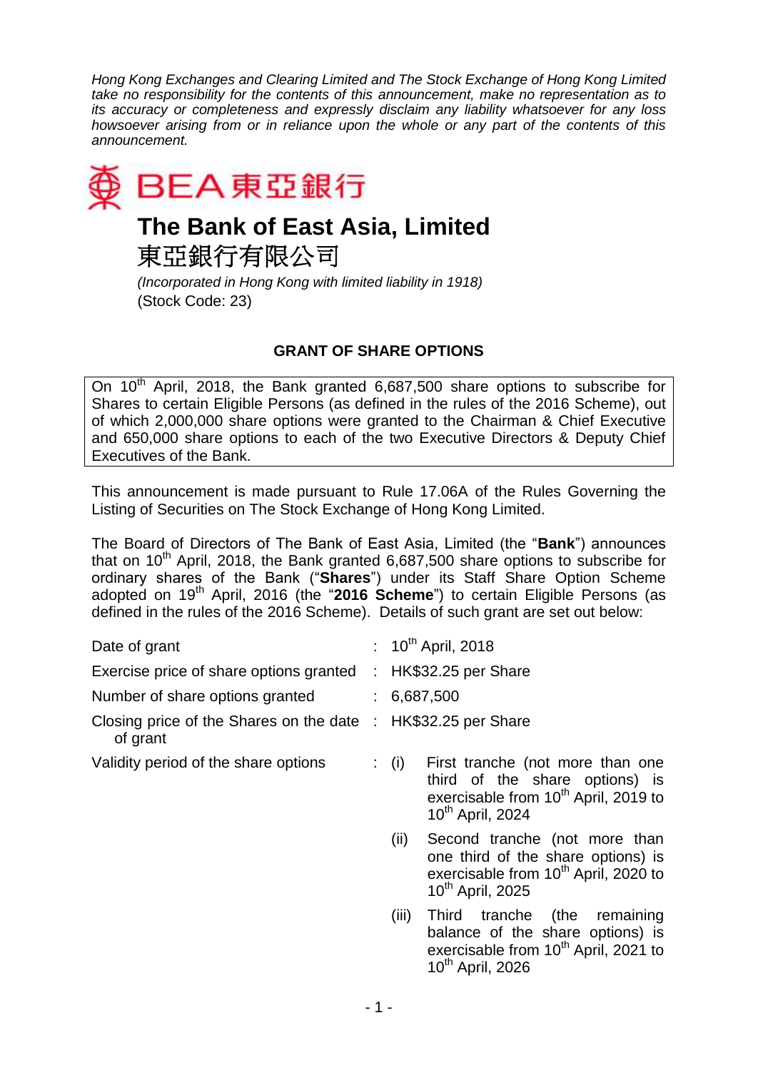*Hong Kong Exchanges and Clearing Limited and The Stock Exchange of Hong Kong Limited take no responsibility for the contents of this announcement, make no representation as to its accuracy or completeness and expressly disclaim any liability whatsoever for any loss howsoever arising from or in reliance upon the whole or any part of the contents of this announcement.*

BEA 東亞銀行

# The Bank of East Asia, Limited
# 東亞銀行有限公司

*(Incorporated in Hong Kong with limited liability in 1918)*
(Stock Code: 23)

## GRANT OF SHARE OPTIONS

On 10th April, 2018, the Bank granted 6,687,500 share options to subscribe for Shares to certain Eligible Persons (as defined in the rules of the 2016 Scheme), out of which 2,000,000 share options were granted to the Chairman & Chief Executive and 650,000 share options to each of the two Executive Directors & Deputy Chief Executives of the Bank.

This announcement is made pursuant to Rule 17.06A of the Rules Governing the Listing of Securities on The Stock Exchange of Hong Kong Limited.

The Board of Directors of The Bank of East Asia, Limited (the "**Bank**") announces that on 10th April, 2018, the Bank granted 6,687,500 share options to subscribe for ordinary shares of the Bank ("**Shares**") under its Staff Share Option Scheme adopted on 19th April, 2016 (the "**2016 Scheme**") to certain Eligible Persons (as defined in the rules of the 2016 Scheme). Details of such grant are set out below:

| | | |
|---|---|---|
| Date of grant | : | 10th April, 2018 |
| Exercise price of share options granted | : | HK$32.25 per Share |
| Number of share options granted | : | 6,687,500 |
| Closing price of the Shares on the date of grant | : | HK$32.25 per Share |
| Validity period of the share options | : | (i) First tranche (not more than one third of the share options) is exercisable from 10th April, 2019 to 10th April, 2024 |
| | | (ii) Second tranche (not more than one third of the share options) is exercisable from 10th April, 2020 to 10th April, 2025 |
| | | (iii) Third tranche (the remaining balance of the share options) is exercisable from 10th April, 2021 to 10th April, 2026 |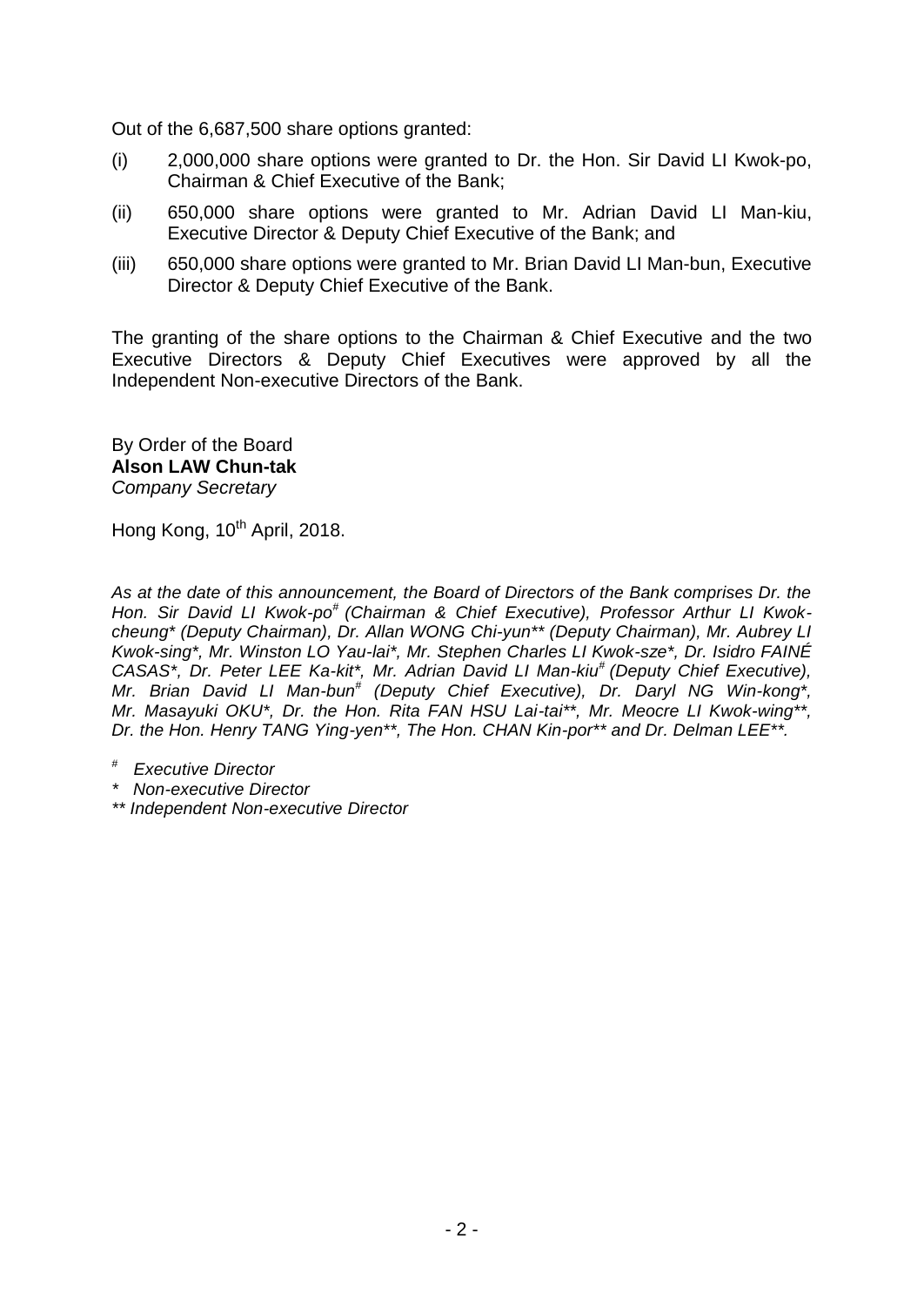Out of the 6,687,500 share options granted:

(i) 2,000,000 share options were granted to Dr. the Hon. Sir David LI Kwok-po, Chairman & Chief Executive of the Bank;

(ii) 650,000 share options were granted to Mr. Adrian David LI Man-kiu, Executive Director & Deputy Chief Executive of the Bank; and

(iii) 650,000 share options were granted to Mr. Brian David LI Man-bun, Executive Director & Deputy Chief Executive of the Bank.

The granting of the share options to the Chairman & Chief Executive and the two Executive Directors & Deputy Chief Executives were approved by all the Independent Non-executive Directors of the Bank.

By Order of the Board
**Alson LAW Chun-tak**
*Company Secretary*

Hong Kong, 10th April, 2018.

*As at the date of this announcement, the Board of Directors of the Bank comprises Dr. the Hon. Sir David LI Kwok-po# (Chairman & Chief Executive), Professor Arthur LI Kwok-cheung* (Deputy Chairman), Dr. Allan WONG Chi-yun** (Deputy Chairman), Mr. Aubrey LI Kwok-sing*, Mr. Winston LO Yau-lai*, Mr. Stephen Charles LI Kwok-sze*, Dr. Isidro FAINÉ CASAS*, Dr. Peter LEE Ka-kit*, Mr. Adrian David LI Man-kiu# (Deputy Chief Executive), Mr. Brian David LI Man-bun# (Deputy Chief Executive), Dr. Daryl NG Win-kong*, Mr. Masayuki OKU*, Dr. the Hon. Rita FAN HSU Lai-tai**, Mr. Meocre LI Kwok-wing**, Dr. the Hon. Henry TANG Ying-yen**, The Hon. CHAN Kin-por** and Dr. Delman LEE**.*

# *Executive Director*

\* *Non-executive Director*

** *Independent Non-executive Director*